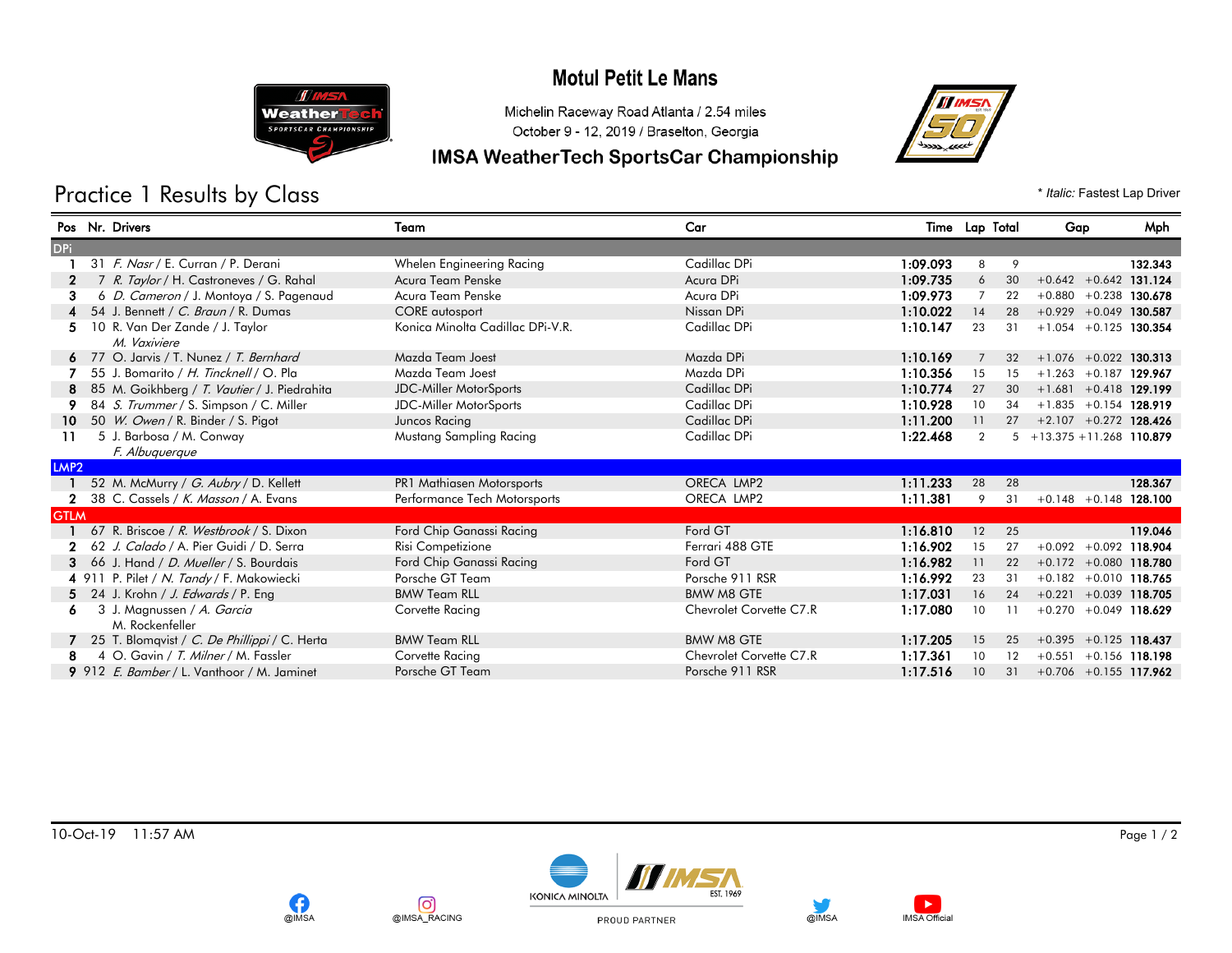# Motul Petit Le Mans

Michelin Raceway Road Atlanta / 2.54 miles

October 9 - 12, 2019 / Braselton, Georgia

## IMSA WeatherTech SportsCar Championship

## Practice 1 Results by Class

\* *Italic:* Fastest Lap Driver

| Pos | Nr. | Drivers | Team | Car | Time | Lap | Total | Gap | | Mph |
|---|---|---|---|---|---|---|---|---|---|---|
| **DPi** | | | | | | | | | | |
| 1 | 31 | *F. Nasr* / E. Curran / P. Derani | Whelen Engineering Racing | Cadillac DPi | **1:09.093** | 8 | 9 | | | **132.343** |
| 2 | 7 | *R. Taylor* / H. Castroneves / G. Rahal | Acura Team Penske | Acura DPi | **1:09.735** | 6 | 30 | +0.642 | +0.642 | **131.124** |
| 3 | 6 | *D. Cameron* / J. Montoya / S. Pagenaud | Acura Team Penske | Acura DPi | **1:09.973** | 7 | 22 | +0.880 | +0.238 | **130.678** |
| 4 | 54 | J. Bennett / *C. Braun* / R. Dumas | CORE autosport | Nissan DPi | **1:10.022** | 14 | 28 | +0.929 | +0.049 | **130.587** |
| 5 | 10 | R. Van Der Zande / J. Taylor / *M. Vaxiviere* | Konica Minolta Cadillac DPi-V.R. | Cadillac DPi | **1:10.147** | 23 | 31 | +1.054 | +0.125 | **130.354** |
| 6 | 77 | O. Jarvis / T. Nunez / *T. Bernhard* | Mazda Team Joest | Mazda DPi | **1:10.169** | 7 | 32 | +1.076 | +0.022 | **130.313** |
| 7 | 55 | J. Bomarito / *H. Tincknell* / O. Pla | Mazda Team Joest | Mazda DPi | **1:10.356** | 15 | 15 | +1.263 | +0.187 | **129.967** |
| 8 | 85 | M. Goikhberg / *T. Vautier* / J. Piedrahita | JDC-Miller MotorSports | Cadillac DPi | **1:10.774** | 27 | 30 | +1.681 | +0.418 | **129.199** |
| 9 | 84 | *S. Trummer* / S. Simpson / C. Miller | JDC-Miller MotorSports | Cadillac DPi | **1:10.928** | 10 | 34 | +1.835 | +0.154 | **128.919** |
| 10 | 50 | *W. Owen* / R. Binder / S. Pigot | Juncos Racing | Cadillac DPi | **1:11.200** | 11 | 27 | +2.107 | +0.272 | **128.426** |
| 11 | 5 | J. Barbosa / M. Conway / *F. Albuquerque* | Mustang Sampling Racing | Cadillac DPi | **1:22.468** | 2 | 5 | +13.375 | +11.268 | **110.879** |
| **LMP2** | | | | | | | | | | |
| 1 | 52 | M. McMurry / *G. Aubry* / D. Kellett | PR1 Mathiasen Motorsports | ORECA LMP2 | **1:11.233** | 28 | 28 | | | **128.367** |
| 2 | 38 | C. Cassels / *K. Masson* / A. Evans | Performance Tech Motorsports | ORECA LMP2 | **1:11.381** | 9 | 31 | +0.148 | +0.148 | **128.100** |
| **GTLM** | | | | | | | | | | |
| 1 | 67 | R. Briscoe / *R. Westbrook* / S. Dixon | Ford Chip Ganassi Racing | Ford GT | **1:16.810** | 12 | 25 | | | **119.046** |
| 2 | 62 | *J. Calado* / A. Pier Guidi / D. Serra | Risi Competizione | Ferrari 488 GTE | **1:16.902** | 15 | 27 | +0.092 | +0.092 | **118.904** |
| 3 | 66 | J. Hand / *D. Mueller* / S. Bourdais | Ford Chip Ganassi Racing | Ford GT | **1:16.982** | 11 | 22 | +0.172 | +0.080 | **118.780** |
| 4 | 911 | P. Pilet / *N. Tandy* / F. Makowiecki | Porsche GT Team | Porsche 911 RSR | **1:16.992** | 23 | 31 | +0.182 | +0.010 | **118.765** |
| 5 | 24 | J. Krohn / *J. Edwards* / P. Eng | BMW Team RLL | BMW M8 GTE | **1:17.031** | 16 | 24 | +0.221 | +0.039 | **118.705** |
| 6 | 3 | J. Magnussen / *A. Garcia* / M. Rockenfeller | Corvette Racing | Chevrolet Corvette C7.R | **1:17.080** | 10 | 11 | +0.270 | +0.049 | **118.629** |
| 7 | 25 | T. Blomqvist / *C. De Phillippi* / C. Herta | BMW Team RLL | BMW M8 GTE | **1:17.205** | 15 | 25 | +0.395 | +0.125 | **118.437** |
| 8 | 4 | O. Gavin / *T. Milner* / M. Fassler | Corvette Racing | Chevrolet Corvette C7.R | **1:17.361** | 10 | 12 | +0.551 | +0.156 | **118.198** |
| 9 | 912 | *E. Bamber* / L. Vanthoor / M. Jaminet | Porsche GT Team | Porsche 911 RSR | **1:17.516** | 10 | 31 | +0.706 | +0.155 | **117.962** |

10-Oct-19 11:57 AM

@IMSA @IMSA_RACING KONICA MINOLTA IMSA EST. 1969 PROUD PARTNER @IMSA IMSA Official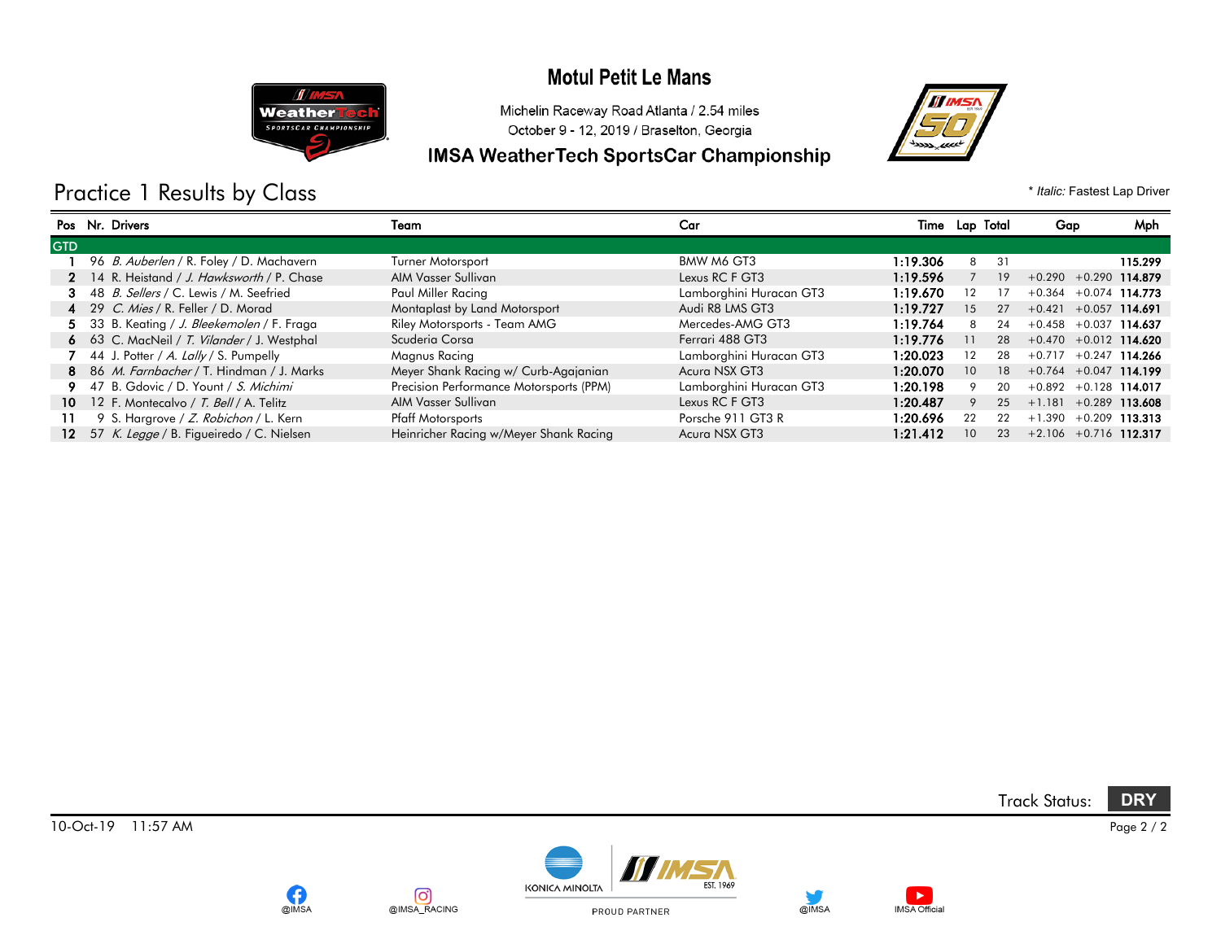# Motul Petit Le Mans

Michelin Raceway Road Atlanta / 2.54 miles

October 9 - 12, 2019 / Braselton, Georgia

## IMSA WeatherTech SportsCar Championship

## Practice 1 Results by Class

\* *Italic:* Fastest Lap Driver

| Pos | Nr. | Drivers | Team | Car | Time | Lap | Total | Gap | | Mph |
|---|---|---|---|---|---|---|---|---|---|---|
| **GTD** | | | | | | | | | | |
| 1 | 96 | *B. Auberlen* / R. Foley / D. Machavern | Turner Motorsport | BMW M6 GT3 | **1:19.306** | 8 | 31 | | | **115.299** |
| 2 | 14 | R. Heistand / *J. Hawksworth* / P. Chase | AIM Vasser Sullivan | Lexus RC F GT3 | **1:19.596** | 7 | 19 | +0.290 | +0.290 | **114.879** |
| 3 | 48 | *B. Sellers* / C. Lewis / M. Seefried | Paul Miller Racing | Lamborghini Huracan GT3 | **1:19.670** | 12 | 17 | +0.364 | +0.074 | **114.773** |
| 4 | 29 | *C. Mies* / R. Feller / D. Morad | Montaplast by Land Motorsport | Audi R8 LMS GT3 | **1:19.727** | 15 | 27 | +0.421 | +0.057 | **114.691** |
| 5 | 33 | B. Keating / *J. Bleekemolen* / F. Fraga | Riley Motorsports - Team AMG | Mercedes-AMG GT3 | **1:19.764** | 8 | 24 | +0.458 | +0.037 | **114.637** |
| 6 | 63 | C. MacNeil / *T. Vilander* / J. Westphal | Scuderia Corsa | Ferrari 488 GT3 | **1:19.776** | 11 | 28 | +0.470 | +0.012 | **114.620** |
| 7 | 44 | J. Potter / *A. Lally* / S. Pumpelly | Magnus Racing | Lamborghini Huracan GT3 | **1:20.023** | 12 | 28 | +0.717 | +0.247 | **114.266** |
| 8 | 86 | *M. Farnbacher* / T. Hindman / J. Marks | Meyer Shank Racing w/ Curb-Agajanian | Acura NSX GT3 | **1:20.070** | 10 | 18 | +0.764 | +0.047 | **114.199** |
| 9 | 47 | B. Gdovic / D. Yount / *S. Michimi* | Precision Performance Motorsports (PPM) | Lamborghini Huracan GT3 | **1:20.198** | 9 | 20 | +0.892 | +0.128 | **114.017** |
| 10 | 12 | F. Montecalvo / *T. Bell* / A. Telitz | AIM Vasser Sullivan | Lexus RC F GT3 | **1:20.487** | 9 | 25 | +1.181 | +0.289 | **113.608** |
| 11 | 9 | S. Hargrove / *Z. Robichon* / L. Kern | Pfaff Motorsports | Porsche 911 GT3 R | **1:20.696** | 22 | 22 | +1.390 | +0.209 | **113.313** |
| 12 | 57 | *K. Legge* / B. Figueiredo / C. Nielsen | Heinricher Racing w/Meyer Shank Racing | Acura NSX GT3 | **1:21.412** | 10 | 23 | +2.106 | +0.716 | **112.317** |

Track Status: **DRY**

10-Oct-19 11:57 AM

@IMSA @IMSA_RACING KONICA MINOLTA IMSA EST. 1969 PROUD PARTNER @IMSA IMSA Official